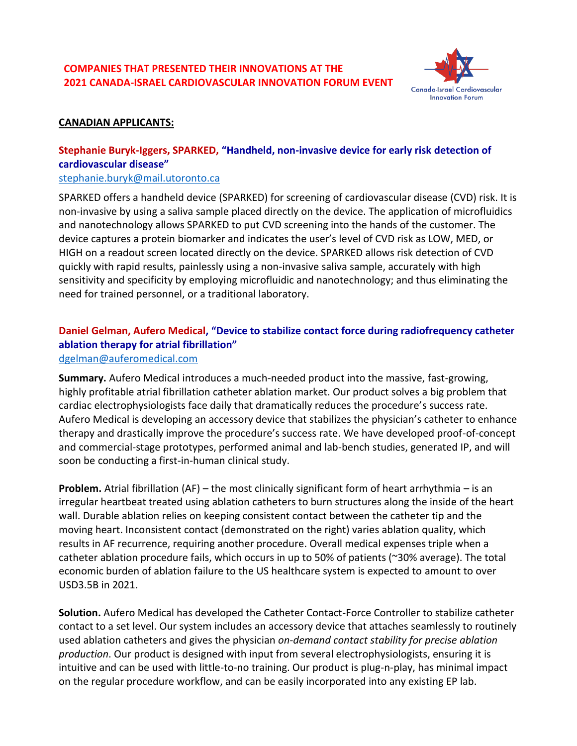# COMPANIES THAT PRESENTED THEIR INNOVATIONS AT THE 2021 CANADA-ISRAEL CARDIOVASCULAR INNOVATION FORUM EVENT

Canada-Israel Cardiovascular Innovation Forum

## CANADIAN APPLICANTS:

### Stephanie Buryk-Iggers, SPARKED, "Handheld, non-invasive device for early risk detection of cardiovascular disease"

stephanie.buryk@mail.utoronto.ca

SPARKED offers a handheld device (SPARKED) for screening of cardiovascular disease (CVD) risk. It is non-invasive by using a saliva sample placed directly on the device. The application of microfluidics and nanotechnology allows SPARKED to put CVD screening into the hands of the customer. The device captures a protein biomarker and indicates the user's level of CVD risk as LOW, MED, or HIGH on a readout screen located directly on the device. SPARKED allows risk detection of CVD quickly with rapid results, painlessly using a non-invasive saliva sample, accurately with high sensitivity and specificity by employing microfluidic and nanotechnology; and thus eliminating the need for trained personnel, or a traditional laboratory.

### Daniel Gelman, Aufero Medical, "Device to stabilize contact force during radiofrequency catheter ablation therapy for atrial fibrillation"

dgelman@auferomedical.com

**Summary.** Aufero Medical introduces a much-needed product into the massive, fast-growing, highly profitable atrial fibrillation catheter ablation market. Our product solves a big problem that cardiac electrophysiologists face daily that dramatically reduces the procedure's success rate. Aufero Medical is developing an accessory device that stabilizes the physician's catheter to enhance therapy and drastically improve the procedure's success rate. We have developed proof-of-concept and commercial-stage prototypes, performed animal and lab-bench studies, generated IP, and will soon be conducting a first-in-human clinical study.

**Problem.** Atrial fibrillation (AF) – the most clinically significant form of heart arrhythmia – is an irregular heartbeat treated using ablation catheters to burn structures along the inside of the heart wall. Durable ablation relies on keeping consistent contact between the catheter tip and the moving heart. Inconsistent contact (demonstrated on the right) varies ablation quality, which results in AF recurrence, requiring another procedure. Overall medical expenses triple when a catheter ablation procedure fails, which occurs in up to 50% of patients (~30% average). The total economic burden of ablation failure to the US healthcare system is expected to amount to over USD3.5B in 2021.

**Solution.** Aufero Medical has developed the Catheter Contact-Force Controller to stabilize catheter contact to a set level. Our system includes an accessory device that attaches seamlessly to routinely used ablation catheters and gives the physician *on-demand contact stability for precise ablation production*. Our product is designed with input from several electrophysiologists, ensuring it is intuitive and can be used with little-to-no training. Our product is plug-n-play, has minimal impact on the regular procedure workflow, and can be easily incorporated into any existing EP lab.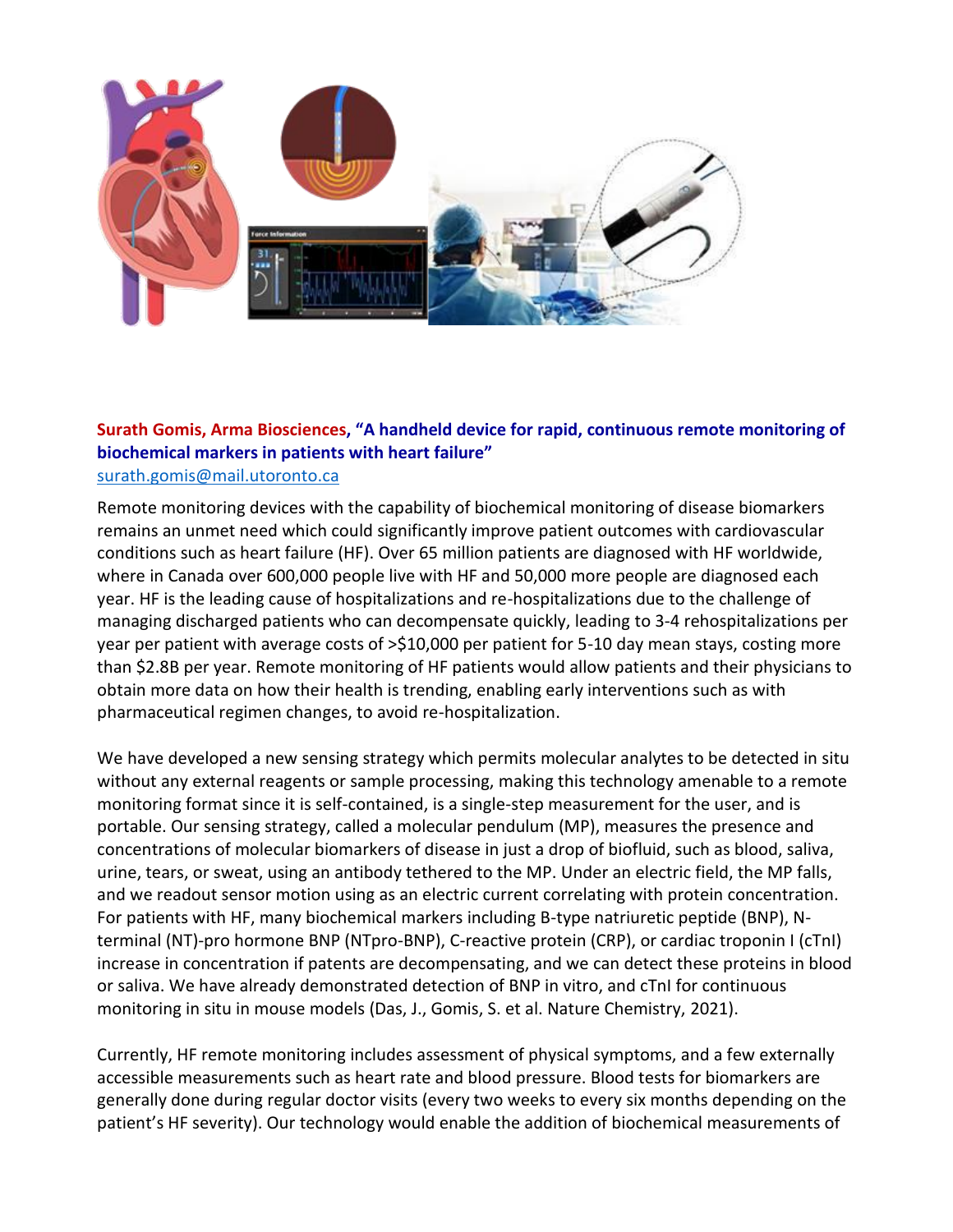**Surath Gomis, Arma Biosciences, "A handheld device for rapid, continuous remote monitoring of biochemical markers in patients with heart failure"**
surath.gomis@mail.utoronto.ca

Remote monitoring devices with the capability of biochemical monitoring of disease biomarkers remains an unmet need which could significantly improve patient outcomes with cardiovascular conditions such as heart failure (HF). Over 65 million patients are diagnosed with HF worldwide, where in Canada over 600,000 people live with HF and 50,000 more people are diagnosed each year. HF is the leading cause of hospitalizations and re-hospitalizations due to the challenge of managing discharged patients who can decompensate quickly, leading to 3-4 rehospitalizations per year per patient with average costs of >$10,000 per patient for 5-10 day mean stays, costing more than $2.8B per year. Remote monitoring of HF patients would allow patients and their physicians to obtain more data on how their health is trending, enabling early interventions such as with pharmaceutical regimen changes, to avoid re-hospitalization.

We have developed a new sensing strategy which permits molecular analytes to be detected in situ without any external reagents or sample processing, making this technology amenable to a remote monitoring format since it is self-contained, is a single-step measurement for the user, and is portable. Our sensing strategy, called a molecular pendulum (MP), measures the presence and concentrations of molecular biomarkers of disease in just a drop of biofluid, such as blood, saliva, urine, tears, or sweat, using an antibody tethered to the MP. Under an electric field, the MP falls, and we readout sensor motion using as an electric current correlating with protein concentration. For patients with HF, many biochemical markers including B-type natriuretic peptide (BNP), N-terminal (NT)-pro hormone BNP (NTpro-BNP), C-reactive protein (CRP), or cardiac troponin I (cTnI) increase in concentration if patents are decompensating, and we can detect these proteins in blood or saliva. We have already demonstrated detection of BNP in vitro, and cTnI for continuous monitoring in situ in mouse models (Das, J., Gomis, S. et al. Nature Chemistry, 2021).

Currently, HF remote monitoring includes assessment of physical symptoms, and a few externally accessible measurements such as heart rate and blood pressure. Blood tests for biomarkers are generally done during regular doctor visits (every two weeks to every six months depending on the patient's HF severity). Our technology would enable the addition of biochemical measurements of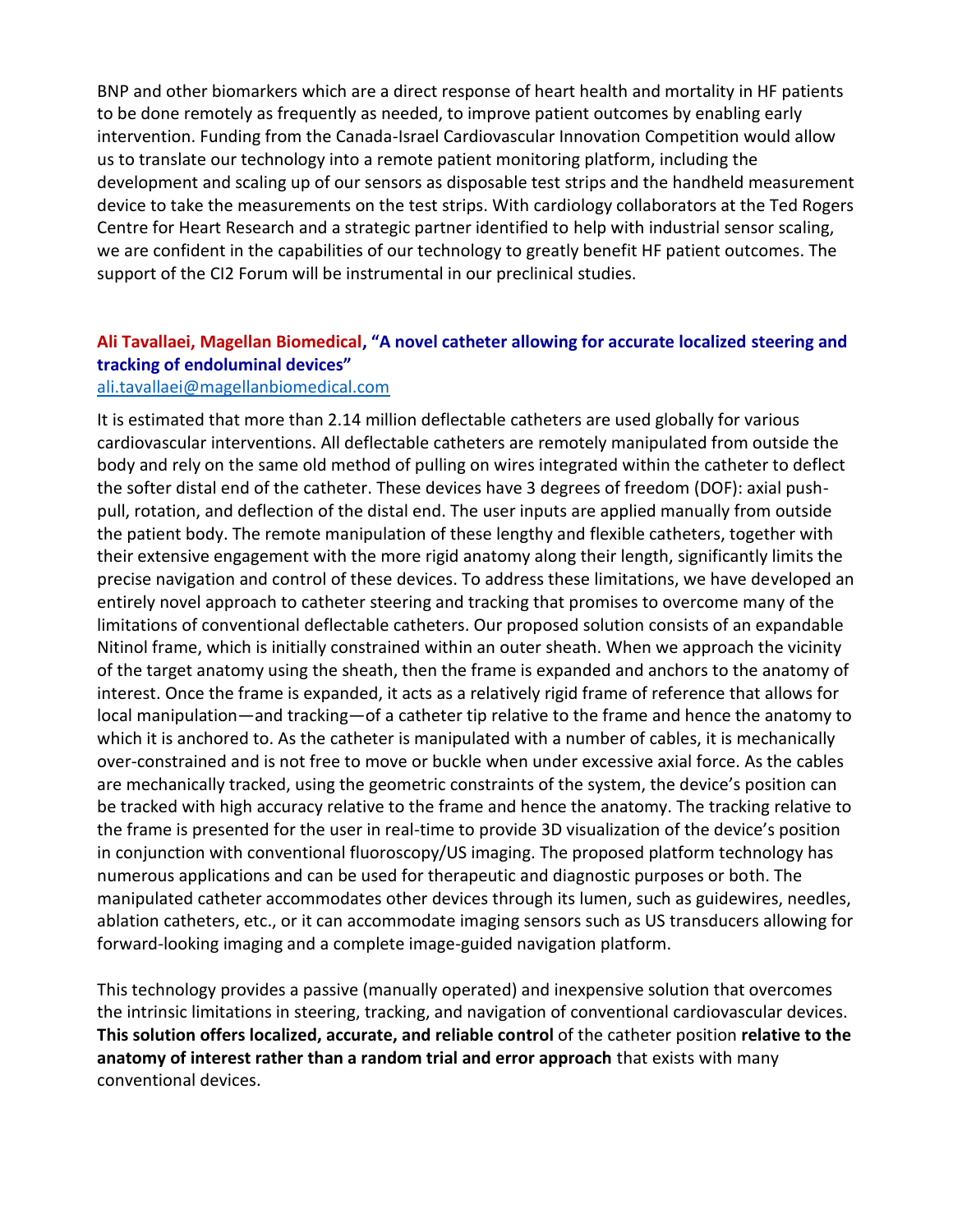BNP and other biomarkers which are a direct response of heart health and mortality in HF patients to be done remotely as frequently as needed, to improve patient outcomes by enabling early intervention. Funding from the Canada-Israel Cardiovascular Innovation Competition would allow us to translate our technology into a remote patient monitoring platform, including the development and scaling up of our sensors as disposable test strips and the handheld measurement device to take the measurements on the test strips. With cardiology collaborators at the Ted Rogers Centre for Heart Research and a strategic partner identified to help with industrial sensor scaling, we are confident in the capabilities of our technology to greatly benefit HF patient outcomes. The support of the CI2 Forum will be instrumental in our preclinical studies.

### Ali Tavallaei, Magellan Biomedical, "A novel catheter allowing for accurate localized steering and tracking of endoluminal devices"

ali.tavallaei@magellanbiomedical.com

It is estimated that more than 2.14 million deflectable catheters are used globally for various cardiovascular interventions. All deflectable catheters are remotely manipulated from outside the body and rely on the same old method of pulling on wires integrated within the catheter to deflect the softer distal end of the catheter. These devices have 3 degrees of freedom (DOF): axial push-pull, rotation, and deflection of the distal end. The user inputs are applied manually from outside the patient body. The remote manipulation of these lengthy and flexible catheters, together with their extensive engagement with the more rigid anatomy along their length, significantly limits the precise navigation and control of these devices. To address these limitations, we have developed an entirely novel approach to catheter steering and tracking that promises to overcome many of the limitations of conventional deflectable catheters. Our proposed solution consists of an expandable Nitinol frame, which is initially constrained within an outer sheath. When we approach the vicinity of the target anatomy using the sheath, then the frame is expanded and anchors to the anatomy of interest. Once the frame is expanded, it acts as a relatively rigid frame of reference that allows for local manipulation—and tracking—of a catheter tip relative to the frame and hence the anatomy to which it is anchored to. As the catheter is manipulated with a number of cables, it is mechanically over-constrained and is not free to move or buckle when under excessive axial force. As the cables are mechanically tracked, using the geometric constraints of the system, the device's position can be tracked with high accuracy relative to the frame and hence the anatomy. The tracking relative to the frame is presented for the user in real-time to provide 3D visualization of the device's position in conjunction with conventional fluoroscopy/US imaging. The proposed platform technology has numerous applications and can be used for therapeutic and diagnostic purposes or both. The manipulated catheter accommodates other devices through its lumen, such as guidewires, needles, ablation catheters, etc., or it can accommodate imaging sensors such as US transducers allowing for forward-looking imaging and a complete image-guided navigation platform.

This technology provides a passive (manually operated) and inexpensive solution that overcomes the intrinsic limitations in steering, tracking, and navigation of conventional cardiovascular devices. **This solution offers localized, accurate, and reliable control** of the catheter position **relative to the anatomy of interest rather than a random trial and error approach** that exists with many conventional devices.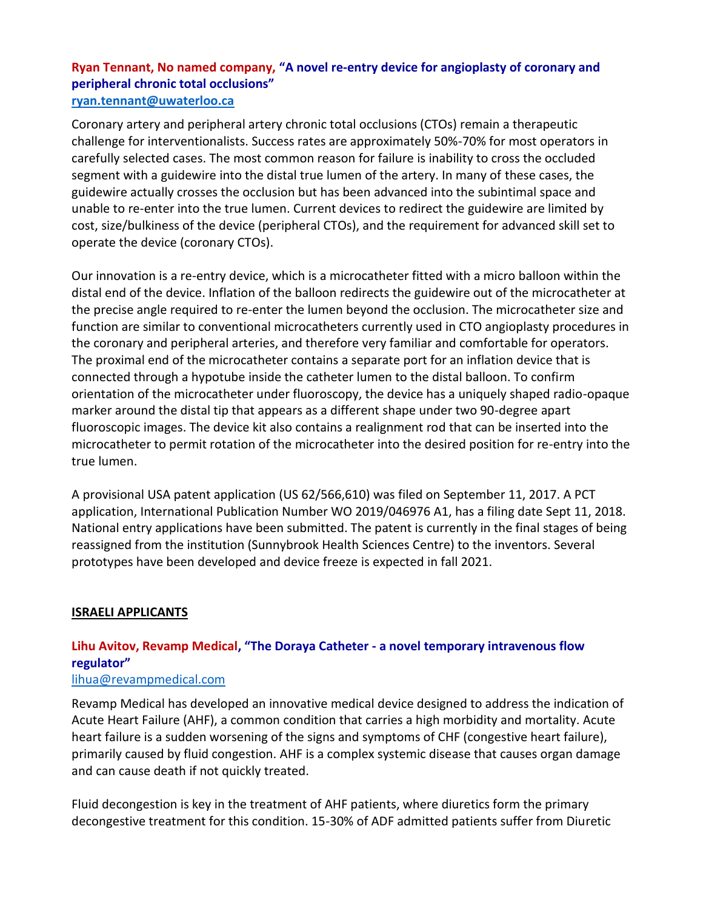**Ryan Tennant, No named company, "A novel re-entry device for angioplasty of coronary and peripheral chronic total occlusions"**
ryan.tennant@uwaterloo.ca

Coronary artery and peripheral artery chronic total occlusions (CTOs) remain a therapeutic challenge for interventionalists. Success rates are approximately 50%-70% for most operators in carefully selected cases. The most common reason for failure is inability to cross the occluded segment with a guidewire into the distal true lumen of the artery. In many of these cases, the guidewire actually crosses the occlusion but has been advanced into the subintimal space and unable to re-enter into the true lumen. Current devices to redirect the guidewire are limited by cost, size/bulkiness of the device (peripheral CTOs), and the requirement for advanced skill set to operate the device (coronary CTOs).

Our innovation is a re-entry device, which is a microcatheter fitted with a micro balloon within the distal end of the device. Inflation of the balloon redirects the guidewire out of the microcatheter at the precise angle required to re-enter the lumen beyond the occlusion. The microcatheter size and function are similar to conventional microcatheters currently used in CTO angioplasty procedures in the coronary and peripheral arteries, and therefore very familiar and comfortable for operators. The proximal end of the microcatheter contains a separate port for an inflation device that is connected through a hypotube inside the catheter lumen to the distal balloon. To confirm orientation of the microcatheter under fluoroscopy, the device has a uniquely shaped radio-opaque marker around the distal tip that appears as a different shape under two 90-degree apart fluoroscopic images. The device kit also contains a realignment rod that can be inserted into the microcatheter to permit rotation of the microcatheter into the desired position for re-entry into the true lumen.

A provisional USA patent application (US 62/566,610) was filed on September 11, 2017. A PCT application, International Publication Number WO 2019/046976 A1, has a filing date Sept 11, 2018. National entry applications have been submitted. The patent is currently in the final stages of being reassigned from the institution (Sunnybrook Health Sciences Centre) to the inventors. Several prototypes have been developed and device freeze is expected in fall 2021.

## ISRAELI APPLICANTS

**Lihu Avitov, Revamp Medical, "The Doraya Catheter - a novel temporary intravenous flow regulator"**
lihua@revampmedical.com

Revamp Medical has developed an innovative medical device designed to address the indication of Acute Heart Failure (AHF), a common condition that carries a high morbidity and mortality. Acute heart failure is a sudden worsening of the signs and symptoms of CHF (congestive heart failure), primarily caused by fluid congestion. AHF is a complex systemic disease that causes organ damage and can cause death if not quickly treated.

Fluid decongestion is key in the treatment of AHF patients, where diuretics form the primary decongestive treatment for this condition. 15-30% of ADF admitted patients suffer from Diuretic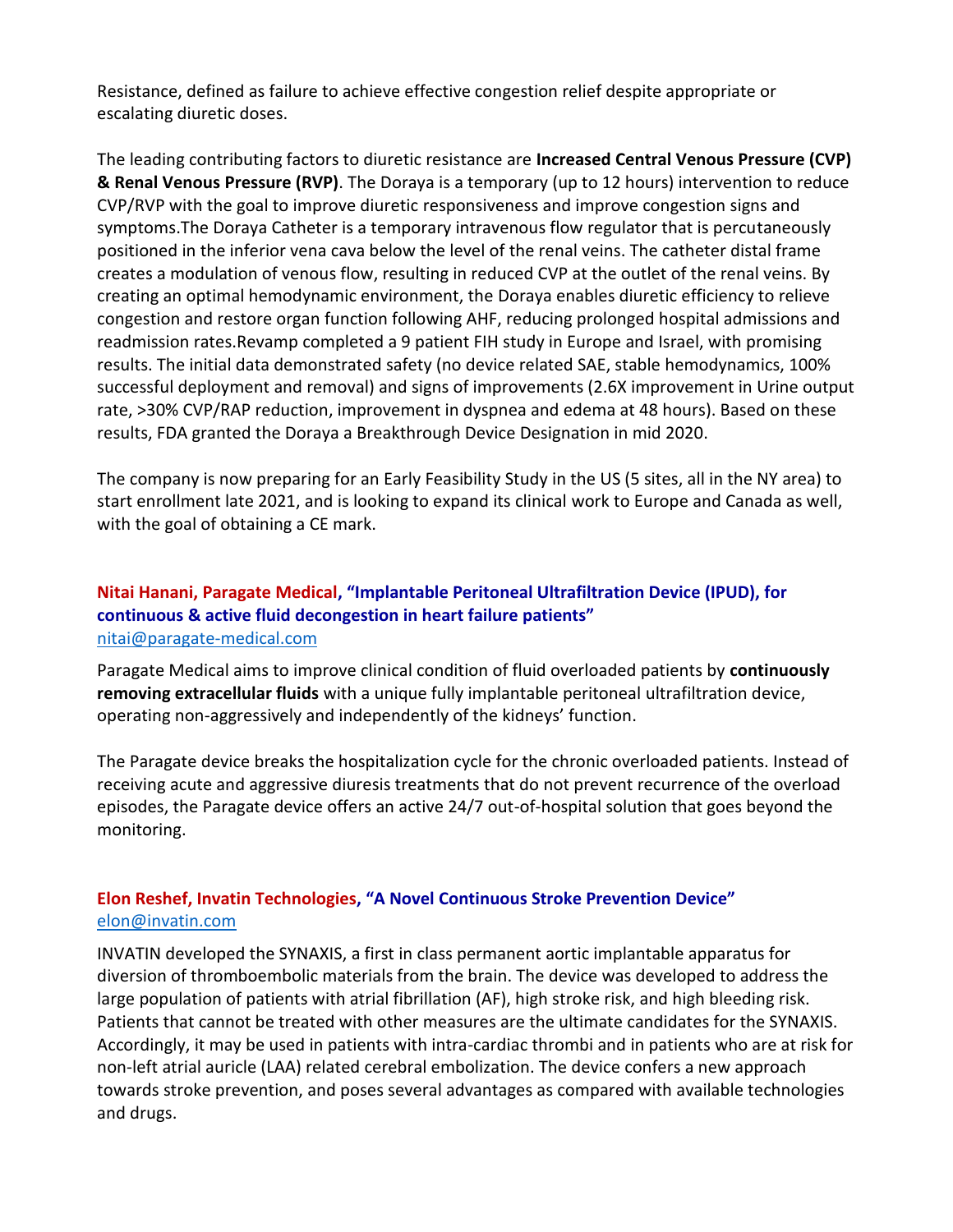Resistance, defined as failure to achieve effective congestion relief despite appropriate or escalating diuretic doses.

The leading contributing factors to diuretic resistance are **Increased Central Venous Pressure (CVP) & Renal Venous Pressure (RVP)**. The Doraya is a temporary (up to 12 hours) intervention to reduce CVP/RVP with the goal to improve diuretic responsiveness and improve congestion signs and symptoms.The Doraya Catheter is a temporary intravenous flow regulator that is percutaneously positioned in the inferior vena cava below the level of the renal veins. The catheter distal frame creates a modulation of venous flow, resulting in reduced CVP at the outlet of the renal veins. By creating an optimal hemodynamic environment, the Doraya enables diuretic efficiency to relieve congestion and restore organ function following AHF, reducing prolonged hospital admissions and readmission rates.Revamp completed a 9 patient FIH study in Europe and Israel, with promising results. The initial data demonstrated safety (no device related SAE, stable hemodynamics, 100% successful deployment and removal) and signs of improvements (2.6X improvement in Urine output rate, >30% CVP/RAP reduction, improvement in dyspnea and edema at 48 hours). Based on these results, FDA granted the Doraya a Breakthrough Device Designation in mid 2020.

The company is now preparing for an Early Feasibility Study in the US (5 sites, all in the NY area) to start enrollment late 2021, and is looking to expand its clinical work to Europe and Canada as well, with the goal of obtaining a CE mark.

### Nitai Hanani, Paragate Medical, "Implantable Peritoneal Ultrafiltration Device (IPUD), for continuous & active fluid decongestion in heart failure patients"

nitai@paragate-medical.com

Paragate Medical aims to improve clinical condition of fluid overloaded patients by **continuously removing extracellular fluids** with a unique fully implantable peritoneal ultrafiltration device, operating non-aggressively and independently of the kidneys' function.

The Paragate device breaks the hospitalization cycle for the chronic overloaded patients. Instead of receiving acute and aggressive diuresis treatments that do not prevent recurrence of the overload episodes, the Paragate device offers an active 24/7 out-of-hospital solution that goes beyond the monitoring.

### Elon Reshef, Invatin Technologies, "A Novel Continuous Stroke Prevention Device"

elon@invatin.com

INVATIN developed the SYNAXIS, a first in class permanent aortic implantable apparatus for diversion of thromboembolic materials from the brain. The device was developed to address the large population of patients with atrial fibrillation (AF), high stroke risk, and high bleeding risk. Patients that cannot be treated with other measures are the ultimate candidates for the SYNAXIS. Accordingly, it may be used in patients with intra-cardiac thrombi and in patients who are at risk for non-left atrial auricle (LAA) related cerebral embolization. The device confers a new approach towards stroke prevention, and poses several advantages as compared with available technologies and drugs.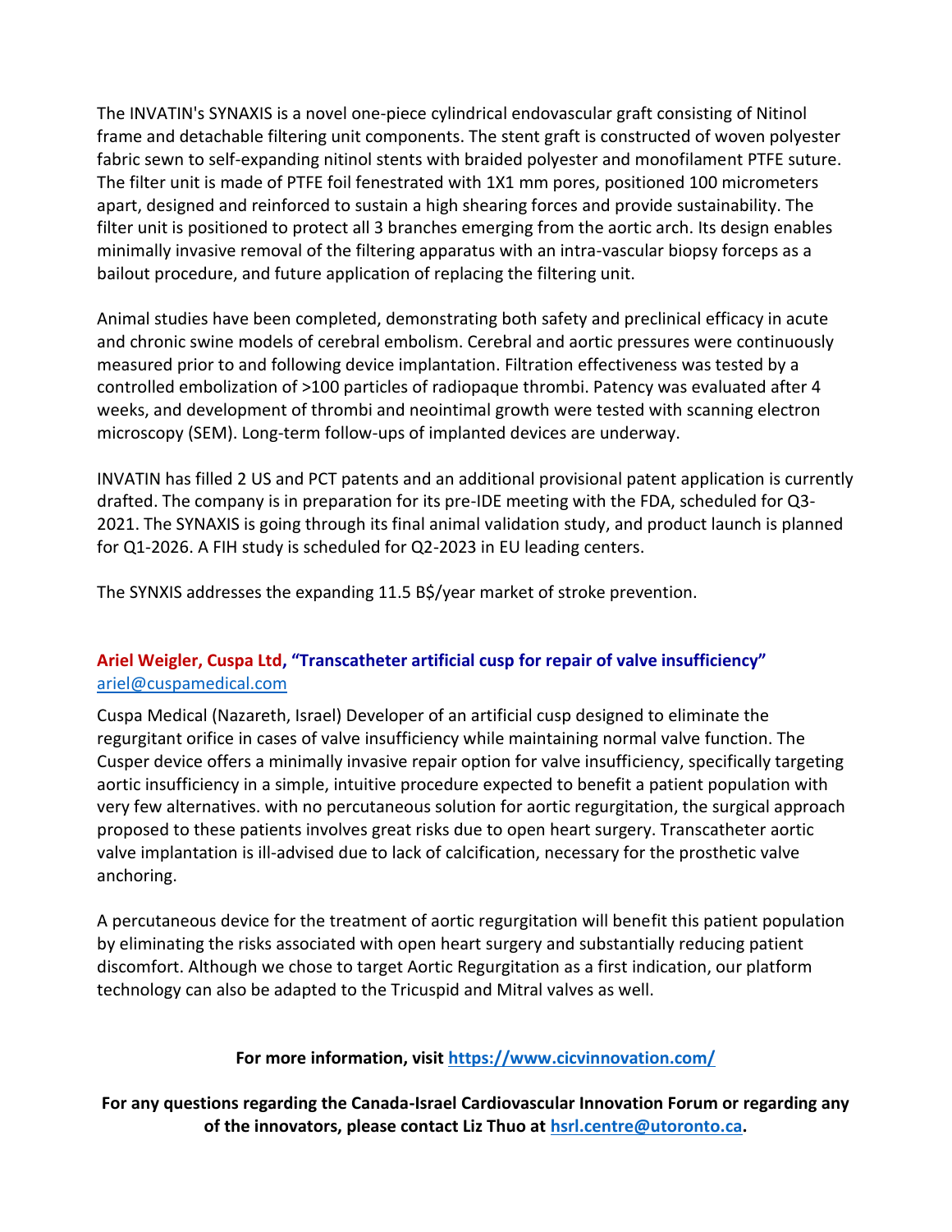The INVATIN's SYNAXIS is a novel one-piece cylindrical endovascular graft consisting of Nitinol frame and detachable filtering unit components. The stent graft is constructed of woven polyester fabric sewn to self-expanding nitinol stents with braided polyester and monofilament PTFE suture. The filter unit is made of PTFE foil fenestrated with 1X1 mm pores, positioned 100 micrometers apart, designed and reinforced to sustain a high shearing forces and provide sustainability. The filter unit is positioned to protect all 3 branches emerging from the aortic arch. Its design enables minimally invasive removal of the filtering apparatus with an intra-vascular biopsy forceps as a bailout procedure, and future application of replacing the filtering unit.

Animal studies have been completed, demonstrating both safety and preclinical efficacy in acute and chronic swine models of cerebral embolism. Cerebral and aortic pressures were continuously measured prior to and following device implantation. Filtration effectiveness was tested by a controlled embolization of >100 particles of radiopaque thrombi. Patency was evaluated after 4 weeks, and development of thrombi and neointimal growth were tested with scanning electron microscopy (SEM). Long-term follow-ups of implanted devices are underway.

INVATIN has filled 2 US and PCT patents and an additional provisional patent application is currently drafted. The company is in preparation for its pre-IDE meeting with the FDA, scheduled for Q3-2021. The SYNAXIS is going through its final animal validation study, and product launch is planned for Q1-2026. A FIH study is scheduled for Q2-2023 in EU leading centers.

The SYNXIS addresses the expanding 11.5 B$/year market of stroke prevention.

### Ariel Weigler, Cuspa Ltd, "Transcatheter artificial cusp for repair of valve insufficiency"

ariel@cuspamedical.com

Cuspa Medical (Nazareth, Israel) Developer of an artificial cusp designed to eliminate the regurgitant orifice in cases of valve insufficiency while maintaining normal valve function. The Cusper device offers a minimally invasive repair option for valve insufficiency, specifically targeting aortic insufficiency in a simple, intuitive procedure expected to benefit a patient population with very few alternatives. with no percutaneous solution for aortic regurgitation, the surgical approach proposed to these patients involves great risks due to open heart surgery. Transcatheter aortic valve implantation is ill-advised due to lack of calcification, necessary for the prosthetic valve anchoring.

A percutaneous device for the treatment of aortic regurgitation will benefit this patient population by eliminating the risks associated with open heart surgery and substantially reducing patient discomfort. Although we chose to target Aortic Regurgitation as a first indication, our platform technology can also be adapted to the Tricuspid and Mitral valves as well.

**For more information, visit https://www.cicvinnovation.com/**

**For any questions regarding the Canada-Israel Cardiovascular Innovation Forum or regarding any of the innovators, please contact Liz Thuo at hsrl.centre@utoronto.ca.**